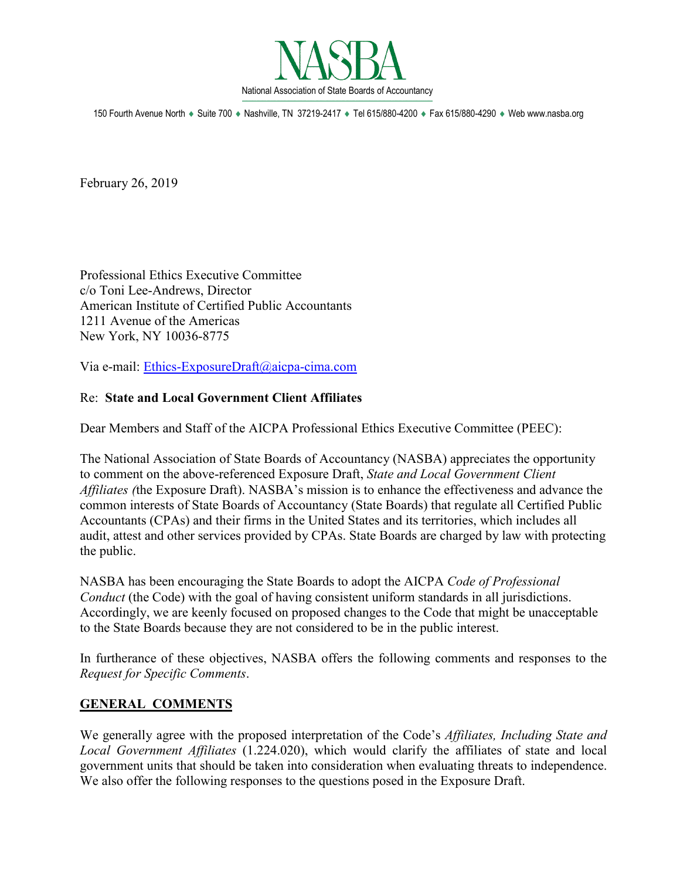# NASBA

National Association of State Boards of Accountancy

150 Fourth Avenue North ♦ Suite 700 ♦ Nashville, TN 37219-2417 ♦ Tel 615/880-4200 ♦ Fax 615/880-4290 ♦ Web www.nasba.org

February 26, 2019

Professional Ethics Executive Committee
c/o Toni Lee-Andrews, Director
American Institute of Certified Public Accountants
1211 Avenue of the Americas
New York, NY 10036-8775

Via e-mail: Ethics-ExposureDraft@aicpa-cima.com

Re: **State and Local Government Client Affiliates**

Dear Members and Staff of the AICPA Professional Ethics Executive Committee (PEEC):

The National Association of State Boards of Accountancy (NASBA) appreciates the opportunity to comment on the above-referenced Exposure Draft, *State and Local Government Client Affiliates (*the Exposure Draft). NASBA's mission is to enhance the effectiveness and advance the common interests of State Boards of Accountancy (State Boards) that regulate all Certified Public Accountants (CPAs) and their firms in the United States and its territories, which includes all audit, attest and other services provided by CPAs. State Boards are charged by law with protecting the public.

NASBA has been encouraging the State Boards to adopt the AICPA *Code of Professional Conduct* (the Code) with the goal of having consistent uniform standards in all jurisdictions. Accordingly, we are keenly focused on proposed changes to the Code that might be unacceptable to the State Boards because they are not considered to be in the public interest.

In furtherance of these objectives, NASBA offers the following comments and responses to the *Request for Specific Comments*.

## GENERAL COMMENTS

We generally agree with the proposed interpretation of the Code's *Affiliates, Including State and Local Government Affiliates* (1.224.020), which would clarify the affiliates of state and local government units that should be taken into consideration when evaluating threats to independence. We also offer the following responses to the questions posed in the Exposure Draft.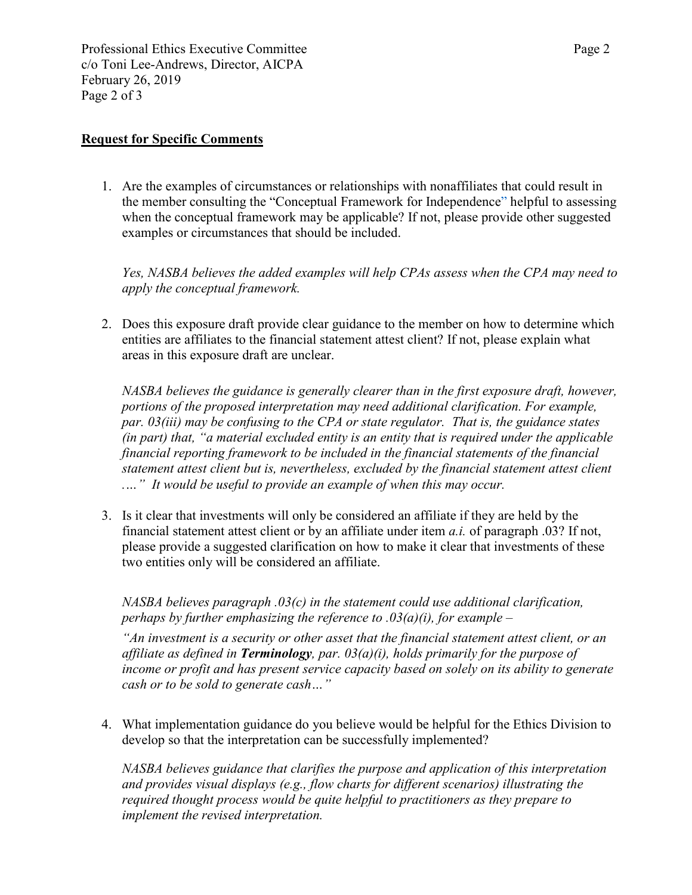## Request for Specific Comments

1. Are the examples of circumstances or relationships with nonaffiliates that could result in the member consulting the "Conceptual Framework for Independence" helpful to assessing when the conceptual framework may be applicable? If not, please provide other suggested examples or circumstances that should be included.

   *Yes, NASBA believes the added examples will help CPAs assess when the CPA may need to apply the conceptual framework.*

2. Does this exposure draft provide clear guidance to the member on how to determine which entities are affiliates to the financial statement attest client? If not, please explain what areas in this exposure draft are unclear.

   *NASBA believes the guidance is generally clearer than in the first exposure draft, however, portions of the proposed interpretation may need additional clarification. For example, par. 03(iii) may be confusing to the CPA or state regulator. That is, the guidance states (in part) that, "a material excluded entity is an entity that is required under the applicable financial reporting framework to be included in the financial statements of the financial statement attest client but is, nevertheless, excluded by the financial statement attest client …." It would be useful to provide an example of when this may occur.*

3. Is it clear that investments will only be considered an affiliate if they are held by the financial statement attest client or by an affiliate under item *a.i.* of paragraph .03? If not, please provide a suggested clarification on how to make it clear that investments of these two entities only will be considered an affiliate.

   *NASBA believes paragraph .03(c) in the statement could use additional clarification, perhaps by further emphasizing the reference to .03(a)(i), for example –*

   *"An investment is a security or other asset that the financial statement attest client, or an affiliate as defined in **Terminology**, par. 03(a)(i), holds primarily for the purpose of income or profit and has present service capacity based on solely on its ability to generate cash or to be sold to generate cash…"*

4. What implementation guidance do you believe would be helpful for the Ethics Division to develop so that the interpretation can be successfully implemented?

   *NASBA believes guidance that clarifies the purpose and application of this interpretation and provides visual displays (e.g., flow charts for different scenarios) illustrating the required thought process would be quite helpful to practitioners as they prepare to implement the revised interpretation.*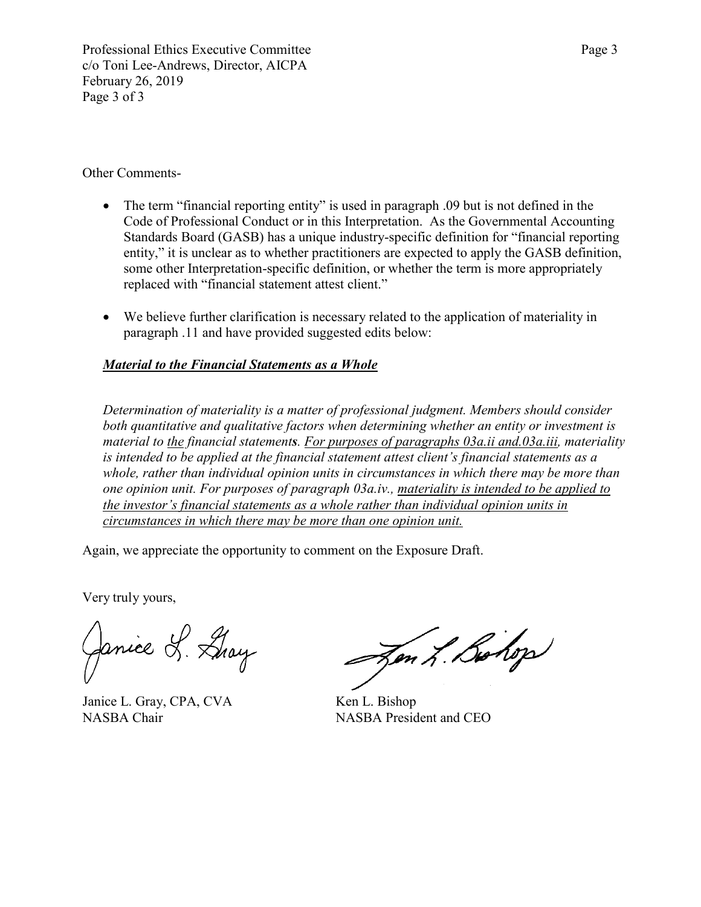Other Comments-

- The term "financial reporting entity" is used in paragraph .09 but is not defined in the Code of Professional Conduct or in this Interpretation. As the Governmental Accounting Standards Board (GASB) has a unique industry-specific definition for "financial reporting entity," it is unclear as to whether practitioners are expected to apply the GASB definition, some other Interpretation-specific definition, or whether the term is more appropriately replaced with "financial statement attest client."

- We believe further clarification is necessary related to the application of materiality in paragraph .11 and have provided suggested edits below:

***<u>Material to the Financial Statements as a Whole</u>***

*Determination of materiality is a matter of professional judgment. Members should consider both quantitative and qualitative factors when determining whether an entity or investment is material to <u>the</u> financial statement**s**. <u>For purposes of paragraphs 03a.ii and.03a.iii</u>, materiality is intended to be applied at the financial statement attest client's financial statements as a whole, rather than individual opinion units in circumstances in which there may be more than one opinion unit. For purposes of paragraph 03a.iv., <u>materiality is intended to be applied to the investor's financial statements as a whole rather than individual opinion units in circumstances in which there may be more than one opinion unit.</u>*

Again, we appreciate the opportunity to comment on the Exposure Draft.

Very truly yours,

Janice L. Gray, CPA, CVA
NASBA Chair

Ken L. Bishop
NASBA President and CEO